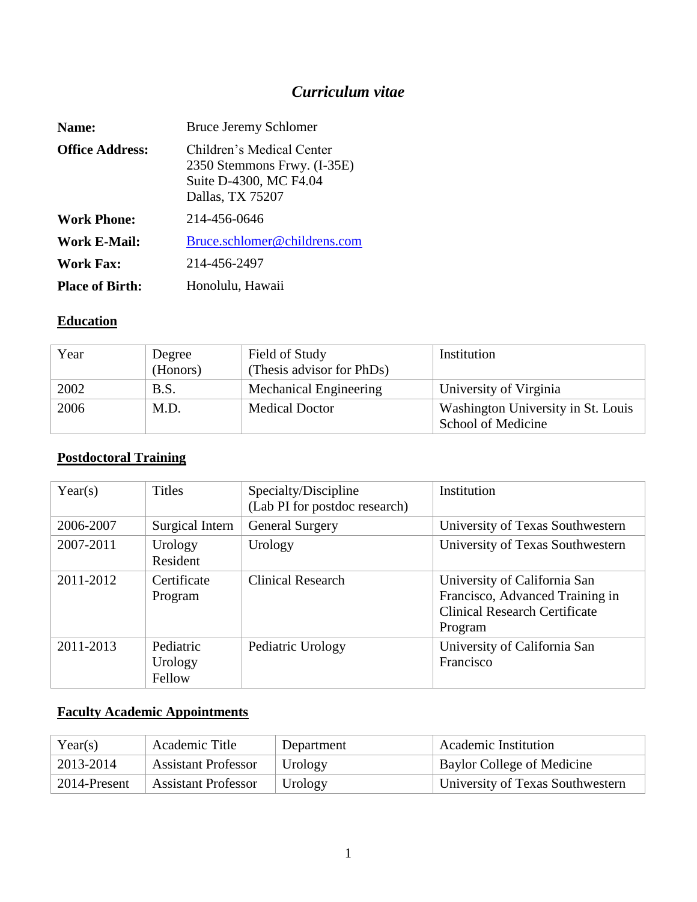# *Curriculum vitae*

**Name:** Bruce Jeremy Schlomer

**Office Address:** Children's Medical Center
2350 Stemmons Frwy. (I-35E)
Suite D-4300, MC F4.04
Dallas, TX 75207

**Work Phone:** 214-456-0646

**Work E-Mail:** Bruce.schlomer@childrens.com

**Work Fax:** 214-456-2497

**Place of Birth:** Honolulu, Hawaii

## Education

| Year | Degree (Honors) | Field of Study (Thesis advisor for PhDs) | Institution |
|---|---|---|---|
| 2002 | B.S. | Mechanical Engineering | University of Virginia |
| 2006 | M.D. | Medical Doctor | Washington University in St. Louis School of Medicine |

## Postdoctoral Training

| Year(s) | Titles | Specialty/Discipline (Lab PI for postdoc research) | Institution |
|---|---|---|---|
| 2006-2007 | Surgical Intern | General Surgery | University of Texas Southwestern |
| 2007-2011 | Urology Resident | Urology | University of Texas Southwestern |
| 2011-2012 | Certificate Program | Clinical Research | University of California San Francisco, Advanced Training in Clinical Research Certificate Program |
| 2011-2013 | Pediatric Urology Fellow | Pediatric Urology | University of California San Francisco |

## Faculty Academic Appointments

| Year(s) | Academic Title | Department | Academic Institution |
|---|---|---|---|
| 2013-2014 | Assistant Professor | Urology | Baylor College of Medicine |
| 2014-Present | Assistant Professor | Urology | University of Texas Southwestern |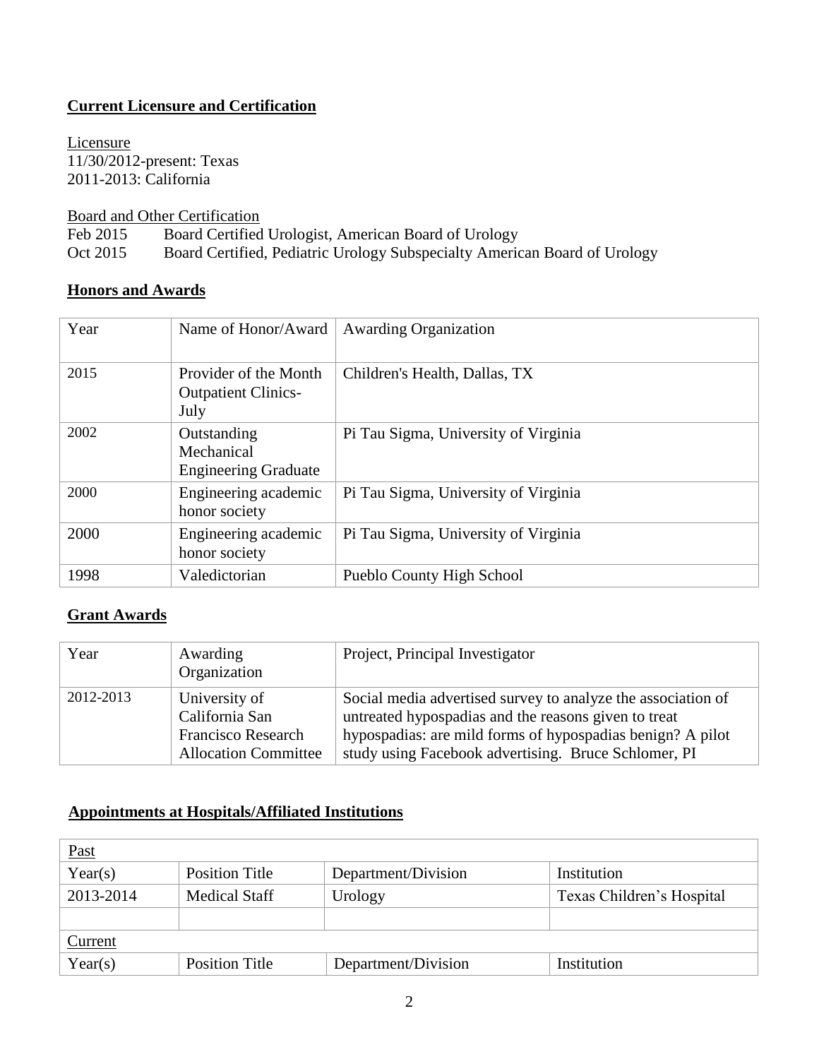## Current Licensure and Certification

Licensure
11/30/2012-present: Texas
2011-2013: California

Board and Other Certification

Feb 2015 Board Certified Urologist, American Board of Urology
Oct 2015 Board Certified, Pediatric Urology Subspecialty American Board of Urology

## Honors and Awards

| Year | Name of Honor/Award | Awarding Organization |
|---|---|---|
| 2015 | Provider of the Month Outpatient Clinics- July | Children's Health, Dallas, TX |
| 2002 | Outstanding Mechanical Engineering Graduate | Pi Tau Sigma, University of Virginia |
| 2000 | Engineering academic honor society | Pi Tau Sigma, University of Virginia |
| 2000 | Engineering academic honor society | Pi Tau Sigma, University of Virginia |
| 1998 | Valedictorian | Pueblo County High School |

## Grant Awards

| Year | Awarding Organization | Project, Principal Investigator |
|---|---|---|
| 2012-2013 | University of California San Francisco Research Allocation Committee | Social media advertised survey to analyze the association of untreated hypospadias and the reasons given to treat hypospadias: are mild forms of hypospadias benign? A pilot study using Facebook advertising. Bruce Schlomer, PI |

## Appointments at Hospitals/Affiliated Institutions

| Past | | | |
|---|---|---|---|
| Year(s) | Position Title | Department/Division | Institution |
| 2013-2014 | Medical Staff | Urology | Texas Children's Hospital |
| | | | |
| Current | | | |
| Year(s) | Position Title | Department/Division | Institution |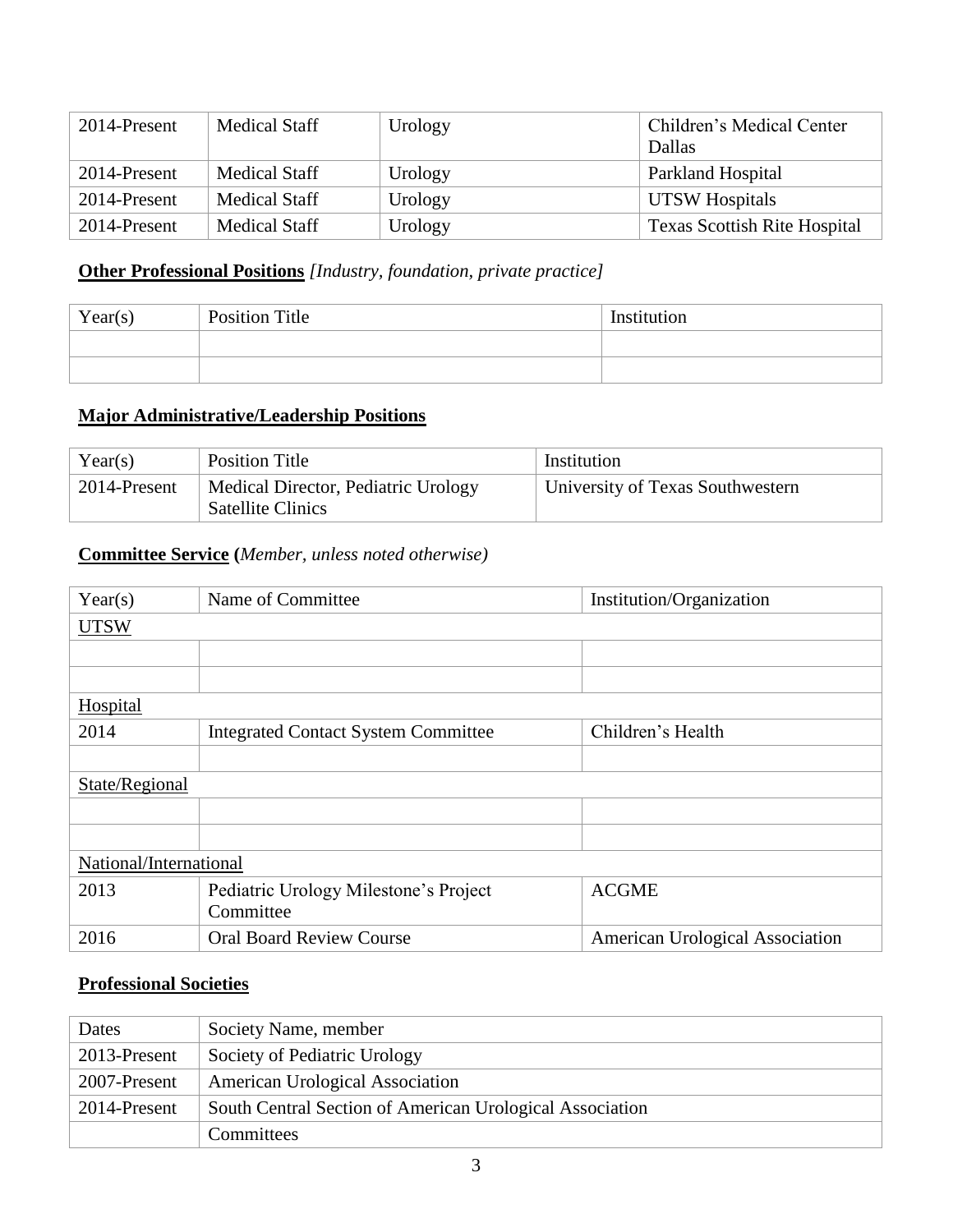| | | | |
|---|---|---|---|
| 2014-Present | Medical Staff | Urology | Children's Medical Center Dallas |
| 2014-Present | Medical Staff | Urology | Parkland Hospital |
| 2014-Present | Medical Staff | Urology | UTSW Hospitals |
| 2014-Present | Medical Staff | Urology | Texas Scottish Rite Hospital |

**Other Professional Positions** *[Industry, foundation, private practice]*

| Year(s) | Position Title | Institution |
|---|---|---|
| | | |
| | | |

**Major Administrative/Leadership Positions**

| Year(s) | Position Title | Institution |
|---|---|---|
| 2014-Present | Medical Director, Pediatric Urology Satellite Clinics | University of Texas Southwestern |

**Committee Service** (*Member, unless noted otherwise)*

| Year(s) | Name of Committee | Institution/Organization |
|---|---|---|
| UTSW | | |
| | | |
| | | |
| Hospital | | |
| 2014 | Integrated Contact System Committee | Children's Health |
| | | |
| State/Regional | | |
| | | |
| | | |
| National/International | | |
| 2013 | Pediatric Urology Milestone's Project Committee | ACGME |
| 2016 | Oral Board Review Course | American Urological Association |

**Professional Societies**

| Dates | Society Name, member |
|---|---|
| 2013-Present | Society of Pediatric Urology |
| 2007-Present | American Urological Association |
| 2014-Present | South Central Section of American Urological Association |
| | Committees |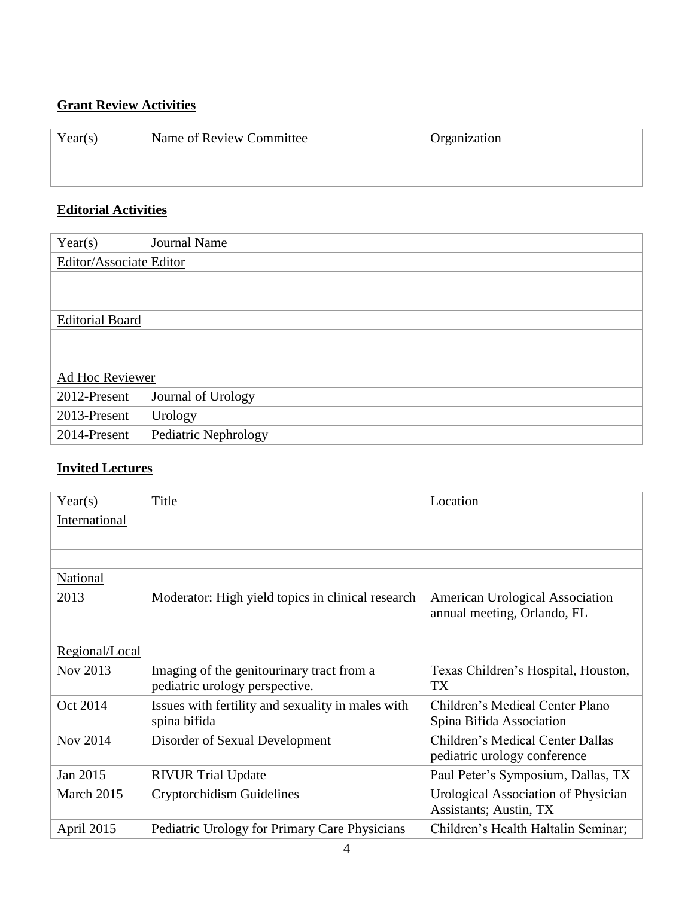## Grant Review Activities

| Year(s) | Name of Review Committee | Organization |
|---|---|---|
| | | |
| | | |

## Editorial Activities

| Year(s) | Journal Name |
|---|---|
| Editor/Associate Editor | |
| | |
| | |
| Editorial Board | |
| | |
| | |
| Ad Hoc Reviewer | |
| 2012-Present | Journal of Urology |
| 2013-Present | Urology |
| 2014-Present | Pediatric Nephrology |

## Invited Lectures

| Year(s) | Title | Location |
|---|---|---|
| International | | |
| | | |
| | | |
| National | | |
| 2013 | Moderator: High yield topics in clinical research | American Urological Association annual meeting, Orlando, FL |
| | | |
| Regional/Local | | |
| Nov 2013 | Imaging of the genitourinary tract from a pediatric urology perspective. | Texas Children's Hospital, Houston, TX |
| Oct 2014 | Issues with fertility and sexuality in males with spina bifida | Children's Medical Center Plano Spina Bifida Association |
| Nov 2014 | Disorder of Sexual Development | Children's Medical Center Dallas pediatric urology conference |
| Jan 2015 | RIVUR Trial Update | Paul Peter's Symposium, Dallas, TX |
| March 2015 | Cryptorchidism Guidelines | Urological Association of Physician Assistants; Austin, TX |
| April 2015 | Pediatric Urology for Primary Care Physicians | Children's Health Haltalin Seminar; |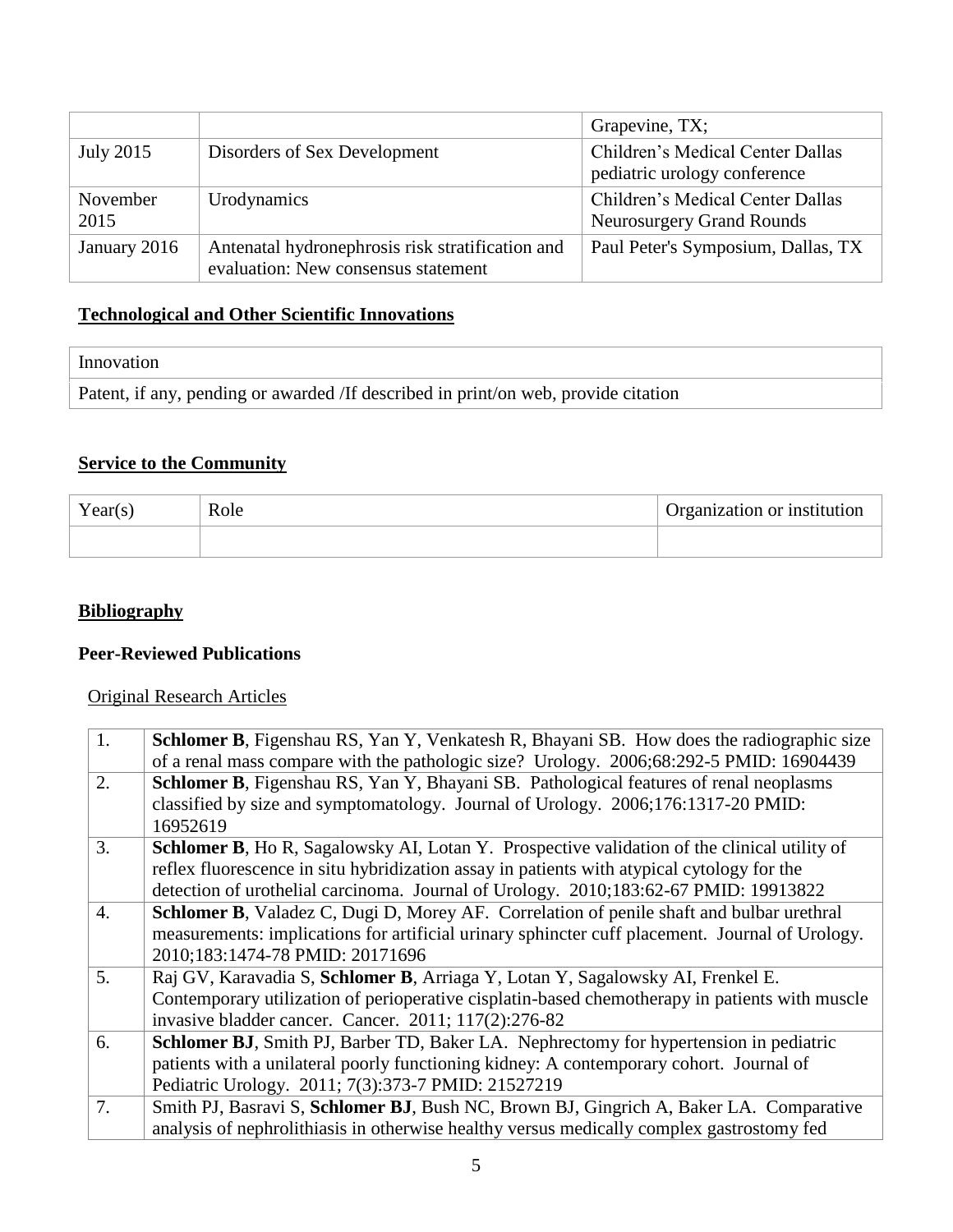| | | Grapevine, TX; |
|---|---|---|
| July 2015 | Disorders of Sex Development | Children's Medical Center Dallas pediatric urology conference |
| November 2015 | Urodynamics | Children's Medical Center Dallas Neurosurgery Grand Rounds |
| January 2016 | Antenatal hydronephrosis risk stratification and evaluation: New consensus statement | Paul Peter's Symposium, Dallas, TX |

## Technological and Other Scientific Innovations

| Innovation |
|---|
| Patent, if any, pending or awarded /If described in print/on web, provide citation |

## Service to the Community

| Year(s) | Role | Organization or institution |
|---|---|---|
| | | |

## Bibliography

### Peer-Reviewed Publications

Original Research Articles

| | |
|---|---|
| 1. | **Schlomer B**, Figenshau RS, Yan Y, Venkatesh R, Bhayani SB. How does the radiographic size of a renal mass compare with the pathologic size? Urology. 2006;68:292-5 PMID: 16904439 |
| 2. | **Schlomer B**, Figenshau RS, Yan Y, Bhayani SB. Pathological features of renal neoplasms classified by size and symptomatology. Journal of Urology. 2006;176:1317-20 PMID: 16952619 |
| 3. | **Schlomer B**, Ho R, Sagalowsky AI, Lotan Y. Prospective validation of the clinical utility of reflex fluorescence in situ hybridization assay in patients with atypical cytology for the detection of urothelial carcinoma. Journal of Urology. 2010;183:62-67 PMID: 19913822 |
| 4. | **Schlomer B**, Valadez C, Dugi D, Morey AF. Correlation of penile shaft and bulbar urethral measurements: implications for artificial urinary sphincter cuff placement. Journal of Urology. 2010;183:1474-78 PMID: 20171696 |
| 5. | Raj GV, Karavadia S, **Schlomer B**, Arriaga Y, Lotan Y, Sagalowsky AI, Frenkel E. Contemporary utilization of perioperative cisplatin-based chemotherapy in patients with muscle invasive bladder cancer. Cancer. 2011; 117(2):276-82 |
| 6. | **Schlomer BJ**, Smith PJ, Barber TD, Baker LA. Nephrectomy for hypertension in pediatric patients with a unilateral poorly functioning kidney: A contemporary cohort. Journal of Pediatric Urology. 2011; 7(3):373-7 PMID: 21527219 |
| 7. | Smith PJ, Basravi S, **Schlomer BJ**, Bush NC, Brown BJ, Gingrich A, Baker LA. Comparative analysis of nephrolithiasis in otherwise healthy versus medically complex gastrostomy fed |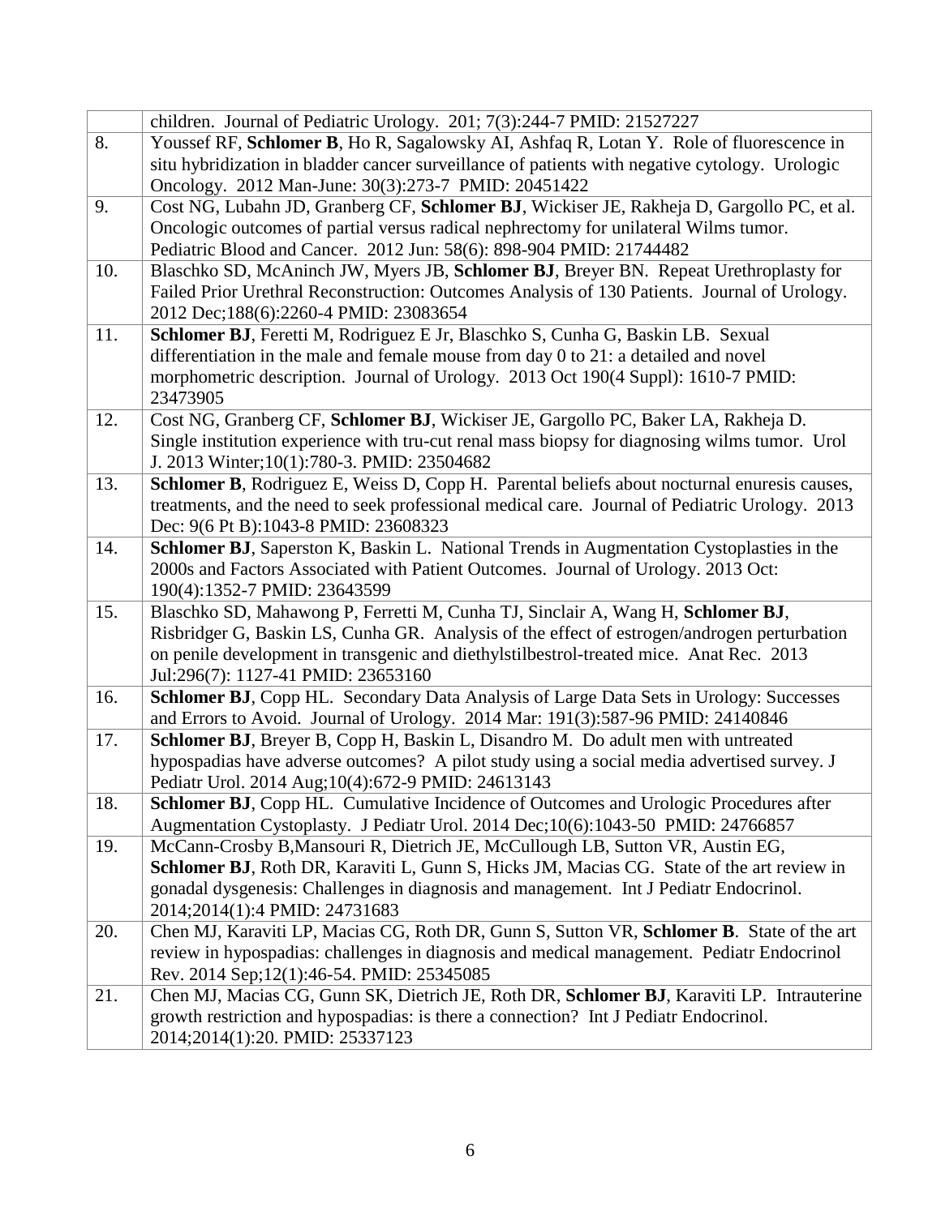| | |
|---|---|
| | children. Journal of Pediatric Urology. 201; 7(3):244-7 PMID: 21527227 |
| 8. | Youssef RF, **Schlomer B**, Ho R, Sagalowsky AI, Ashfaq R, Lotan Y. Role of fluorescence in situ hybridization in bladder cancer surveillance of patients with negative cytology. Urologic Oncology. 2012 Man-June: 30(3):273-7 PMID: 20451422 |
| 9. | Cost NG, Lubahn JD, Granberg CF, **Schlomer BJ**, Wickiser JE, Rakheja D, Gargollo PC, et al. Oncologic outcomes of partial versus radical nephrectomy for unilateral Wilms tumor. Pediatric Blood and Cancer. 2012 Jun: 58(6): 898-904 PMID: 21744482 |
| 10. | Blaschko SD, McAninch JW, Myers JB, **Schlomer BJ**, Breyer BN. Repeat Urethroplasty for Failed Prior Urethral Reconstruction: Outcomes Analysis of 130 Patients. Journal of Urology. 2012 Dec;188(6):2260-4 PMID: 23083654 |
| 11. | **Schlomer BJ**, Feretti M, Rodriguez E Jr, Blaschko S, Cunha G, Baskin LB. Sexual differentiation in the male and female mouse from day 0 to 21: a detailed and novel morphometric description. Journal of Urology. 2013 Oct 190(4 Suppl): 1610-7 PMID: 23473905 |
| 12. | Cost NG, Granberg CF, **Schlomer BJ**, Wickiser JE, Gargollo PC, Baker LA, Rakheja D. Single institution experience with tru-cut renal mass biopsy for diagnosing wilms tumor. Urol J. 2013 Winter;10(1):780-3. PMID: 23504682 |
| 13. | **Schlomer B**, Rodriguez E, Weiss D, Copp H. Parental beliefs about nocturnal enuresis causes, treatments, and the need to seek professional medical care. Journal of Pediatric Urology. 2013 Dec: 9(6 Pt B):1043-8 PMID: 23608323 |
| 14. | **Schlomer BJ**, Saperston K, Baskin L. National Trends in Augmentation Cystoplasties in the 2000s and Factors Associated with Patient Outcomes. Journal of Urology. 2013 Oct: 190(4):1352-7 PMID: 23643599 |
| 15. | Blaschko SD, Mahawong P, Ferretti M, Cunha TJ, Sinclair A, Wang H, **Schlomer BJ**, Risbridger G, Baskin LS, Cunha GR. Analysis of the effect of estrogen/androgen perturbation on penile development in transgenic and diethylstilbestrol-treated mice. Anat Rec. 2013 Jul:296(7): 1127-41 PMID: 23653160 |
| 16. | **Schlomer BJ**, Copp HL. Secondary Data Analysis of Large Data Sets in Urology: Successes and Errors to Avoid. Journal of Urology. 2014 Mar: 191(3):587-96 PMID: 24140846 |
| 17. | **Schlomer BJ**, Breyer B, Copp H, Baskin L, Disandro M. Do adult men with untreated hypospadias have adverse outcomes? A pilot study using a social media advertised survey. J Pediatr Urol. 2014 Aug;10(4):672-9 PMID: 24613143 |
| 18. | **Schlomer BJ**, Copp HL. Cumulative Incidence of Outcomes and Urologic Procedures after Augmentation Cystoplasty. J Pediatr Urol. 2014 Dec;10(6):1043-50 PMID: 24766857 |
| 19. | McCann-Crosby B,Mansouri R, Dietrich JE, McCullough LB, Sutton VR, Austin EG, **Schlomer BJ**, Roth DR, Karaviti L, Gunn S, Hicks JM, Macias CG. State of the art review in gonadal dysgenesis: Challenges in diagnosis and management. Int J Pediatr Endocrinol. 2014;2014(1):4 PMID: 24731683 |
| 20. | Chen MJ, Karaviti LP, Macias CG, Roth DR, Gunn S, Sutton VR, **Schlomer B**. State of the art review in hypospadias: challenges in diagnosis and medical management. Pediatr Endocrinol Rev. 2014 Sep;12(1):46-54. PMID: 25345085 |
| 21. | Chen MJ, Macias CG, Gunn SK, Dietrich JE, Roth DR, **Schlomer BJ**, Karaviti LP. Intrauterine growth restriction and hypospadias: is there a connection? Int J Pediatr Endocrinol. 2014;2014(1):20. PMID: 25337123 |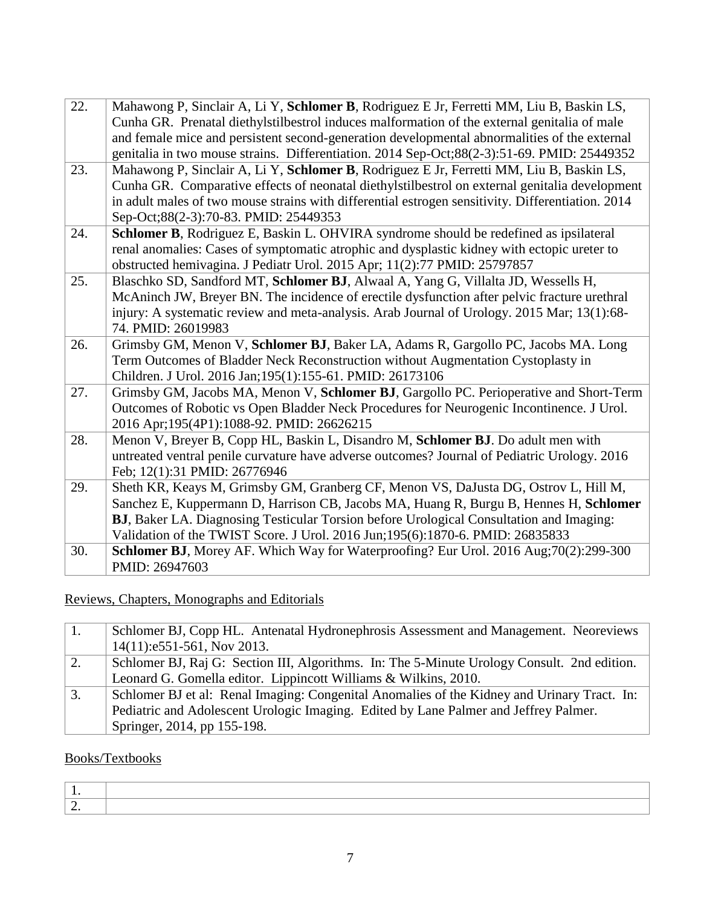| | |
|---|---|
| 22. | Mahawong P, Sinclair A, Li Y, **Schlomer B**, Rodriguez E Jr, Ferretti MM, Liu B, Baskin LS, Cunha GR. Prenatal diethylstilbestrol induces malformation of the external genitalia of male and female mice and persistent second-generation developmental abnormalities of the external genitalia in two mouse strains. Differentiation. 2014 Sep-Oct;88(2-3):51-69. PMID: 25449352 |
| 23. | Mahawong P, Sinclair A, Li Y, **Schlomer B**, Rodriguez E Jr, Ferretti MM, Liu B, Baskin LS, Cunha GR. Comparative effects of neonatal diethylstilbestrol on external genitalia development in adult males of two mouse strains with differential estrogen sensitivity. Differentiation. 2014 Sep-Oct;88(2-3):70-83. PMID: 25449353 |
| 24. | **Schlomer B**, Rodriguez E, Baskin L. OHVIRA syndrome should be redefined as ipsilateral renal anomalies: Cases of symptomatic atrophic and dysplastic kidney with ectopic ureter to obstructed hemivagina. J Pediatr Urol. 2015 Apr; 11(2):77 PMID: 25797857 |
| 25. | Blaschko SD, Sandford MT, **Schlomer BJ**, Alwaal A, Yang G, Villalta JD, Wessels H, McAninch JW, Breyer BN. The incidence of erectile dysfunction after pelvic fracture urethral injury: A systematic review and meta-analysis. Arab Journal of Urology. 2015 Mar; 13(1):68-74. PMID: 26019983 |
| 26. | Grimsby GM, Menon V, **Schlomer BJ**, Baker LA, Adams R, Gargollo PC, Jacobs MA. Long Term Outcomes of Bladder Neck Reconstruction without Augmentation Cystoplasty in Children. J Urol. 2016 Jan;195(1):155-61. PMID: 26173106 |
| 27. | Grimsby GM, Jacobs MA, Menon V, **Schlomer BJ**, Gargollo PC. Perioperative and Short-Term Outcomes of Robotic vs Open Bladder Neck Procedures for Neurogenic Incontinence. J Urol. 2016 Apr;195(4P1):1088-92. PMID: 26626215 |
| 28. | Menon V, Breyer B, Copp HL, Baskin L, Disandro M, **Schlomer BJ**. Do adult men with untreated ventral penile curvature have adverse outcomes? Journal of Pediatric Urology. 2016 Feb; 12(1):31 PMID: 26776946 |
| 29. | Sheth KR, Keays M, Grimsby GM, Granberg CF, Menon VS, DaJusta DG, Ostrov L, Hill M, Sanchez E, Kuppermann D, Harrison CB, Jacobs MA, Huang R, Burgu B, Hennes H, **Schlomer BJ**, Baker LA. Diagnosing Testicular Torsion before Urological Consultation and Imaging: Validation of the TWIST Score. J Urol. 2016 Jun;195(6):1870-6. PMID: 26835833 |
| 30. | **Schlomer BJ**, Morey AF. Which Way for Waterproofing? Eur Urol. 2016 Aug;70(2):299-300 PMID: 26947603 |

Reviews, Chapters, Monographs and Editorials

| | |
|---|---|
| 1. | Schlomer BJ, Copp HL. Antenatal Hydronephrosis Assessment and Management. Neoreviews 14(11):e551-561, Nov 2013. |
| 2. | Schlomer BJ, Raj G: Section III, Algorithms. In: The 5-Minute Urology Consult. 2nd edition. Leonard G. Gomella editor. Lippincott Williams & Wilkins, 2010. |
| 3. | Schlomer BJ et al: Renal Imaging: Congenital Anomalies of the Kidney and Urinary Tract. In: Pediatric and Adolescent Urologic Imaging. Edited by Lane Palmer and Jeffrey Palmer. Springer, 2014, pp 155-198. |

Books/Textbooks

| | |
|---|---|
| 1. | |
| 2. | |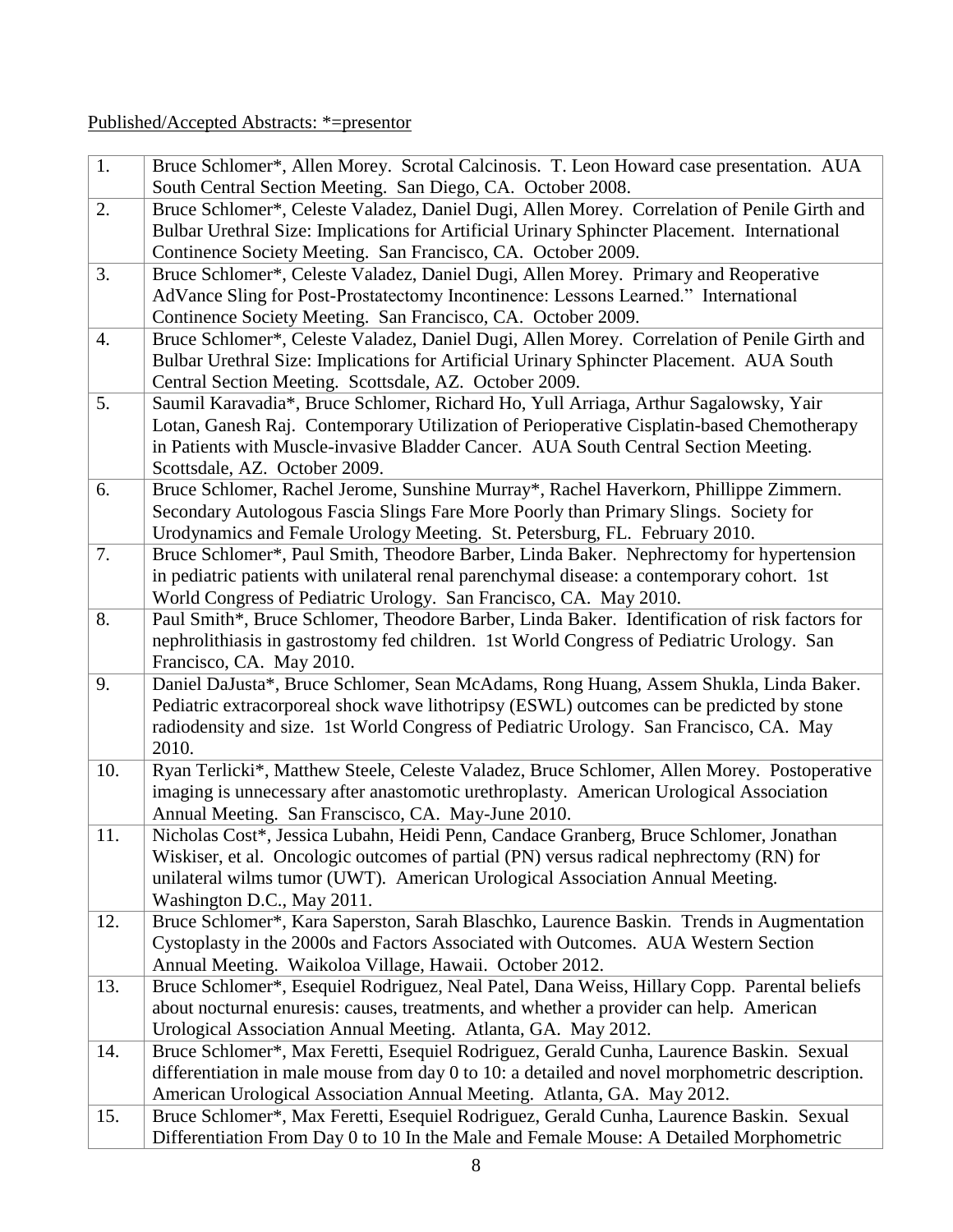<u>Published/Accepted Abstracts: *=presentor</u>

| | |
|---|---|
| 1. | Bruce Schlomer*, Allen Morey. Scrotal Calcinosis. T. Leon Howard case presentation. AUA South Central Section Meeting. San Diego, CA. October 2008. |
| 2. | Bruce Schlomer*, Celeste Valadez, Daniel Dugi, Allen Morey. Correlation of Penile Girth and Bulbar Urethral Size: Implications for Artificial Urinary Sphincter Placement. International Continence Society Meeting. San Francisco, CA. October 2009. |
| 3. | Bruce Schlomer*, Celeste Valadez, Daniel Dugi, Allen Morey. Primary and Reoperative AdVance Sling for Post-Prostatectomy Incontinence: Lessons Learned." International Continence Society Meeting. San Francisco, CA. October 2009. |
| 4. | Bruce Schlomer*, Celeste Valadez, Daniel Dugi, Allen Morey. Correlation of Penile Girth and Bulbar Urethral Size: Implications for Artificial Urinary Sphincter Placement. AUA South Central Section Meeting. Scottsdale, AZ. October 2009. |
| 5. | Saumil Karavadia*, Bruce Schlomer, Richard Ho, Yull Arriaga, Arthur Sagalowsky, Yair Lotan, Ganesh Raj. Contemporary Utilization of Perioperative Cisplatin-based Chemotherapy in Patients with Muscle-invasive Bladder Cancer. AUA South Central Section Meeting. Scottsdale, AZ. October 2009. |
| 6. | Bruce Schlomer, Rachel Jerome, Sunshine Murray*, Rachel Haverkorn, Phillippe Zimmern. Secondary Autologous Fascia Slings Fare More Poorly than Primary Slings. Society for Urodynamics and Female Urology Meeting. St. Petersburg, FL. February 2010. |
| 7. | Bruce Schlomer*, Paul Smith, Theodore Barber, Linda Baker. Nephrectomy for hypertension in pediatric patients with unilateral renal parenchymal disease: a contemporary cohort. 1st World Congress of Pediatric Urology. San Francisco, CA. May 2010. |
| 8. | Paul Smith*, Bruce Schlomer, Theodore Barber, Linda Baker. Identification of risk factors for nephrolithiasis in gastrostomy fed children. 1st World Congress of Pediatric Urology. San Francisco, CA. May 2010. |
| 9. | Daniel DaJusta*, Bruce Schlomer, Sean McAdams, Rong Huang, Assem Shukla, Linda Baker. Pediatric extracorporeal shock wave lithotripsy (ESWL) outcomes can be predicted by stone radiodensity and size. 1st World Congress of Pediatric Urology. San Francisco, CA. May 2010. |
| 10. | Ryan Terlicki*, Matthew Steele, Celeste Valadez, Bruce Schlomer, Allen Morey. Postoperative imaging is unnecessary after anastomotic urethroplasty. American Urological Association Annual Meeting. San Franscisco, CA. May-June 2010. |
| 11. | Nicholas Cost*, Jessica Lubahn, Heidi Penn, Candace Granberg, Bruce Schlomer, Jonathan Wiskiser, et al. Oncologic outcomes of partial (PN) versus radical nephrectomy (RN) for unilateral wilms tumor (UWT). American Urological Association Annual Meeting. Washington D.C., May 2011. |
| 12. | Bruce Schlomer*, Kara Saperston, Sarah Blaschko, Laurence Baskin. Trends in Augmentation Cystoplasty in the 2000s and Factors Associated with Outcomes. AUA Western Section Annual Meeting. Waikoloa Village, Hawaii. October 2012. |
| 13. | Bruce Schlomer*, Esequiel Rodriguez, Neal Patel, Dana Weiss, Hillary Copp. Parental beliefs about nocturnal enuresis: causes, treatments, and whether a provider can help. American Urological Association Annual Meeting. Atlanta, GA. May 2012. |
| 14. | Bruce Schlomer*, Max Feretti, Esequiel Rodriguez, Gerald Cunha, Laurence Baskin. Sexual differentiation in male mouse from day 0 to 10: a detailed and novel morphometric description. American Urological Association Annual Meeting. Atlanta, GA. May 2012. |
| 15. | Bruce Schlomer*, Max Feretti, Esequiel Rodriguez, Gerald Cunha, Laurence Baskin. Sexual Differentiation From Day 0 to 10 In the Male and Female Mouse: A Detailed Morphometric |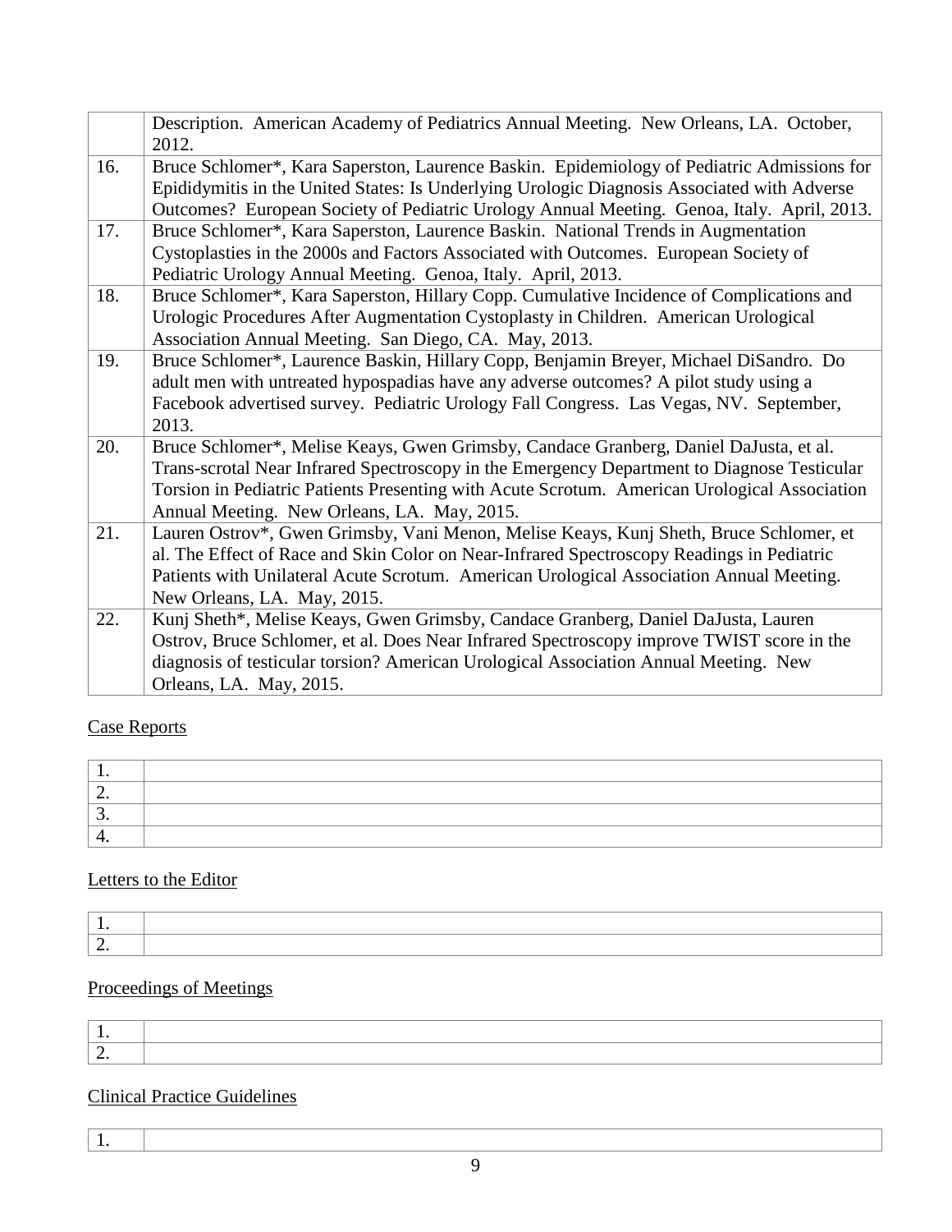|  |  |
|---|---|
|  | Description. American Academy of Pediatrics Annual Meeting. New Orleans, LA. October, 2012. |
| 16. | Bruce Schlomer*, Kara Saperston, Laurence Baskin. Epidemiology of Pediatric Admissions for Epididymitis in the United States: Is Underlying Urologic Diagnosis Associated with Adverse Outcomes? European Society of Pediatric Urology Annual Meeting. Genoa, Italy. April, 2013. |
| 17. | Bruce Schlomer*, Kara Saperston, Laurence Baskin. National Trends in Augmentation Cystoplasties in the 2000s and Factors Associated with Outcomes. European Society of Pediatric Urology Annual Meeting. Genoa, Italy. April, 2013. |
| 18. | Bruce Schlomer*, Kara Saperston, Hillary Copp. Cumulative Incidence of Complications and Urologic Procedures After Augmentation Cystoplasty in Children. American Urological Association Annual Meeting. San Diego, CA. May, 2013. |
| 19. | Bruce Schlomer*, Laurence Baskin, Hillary Copp, Benjamin Breyer, Michael DiSandro. Do adult men with untreated hypospadias have any adverse outcomes? A pilot study using a Facebook advertised survey. Pediatric Urology Fall Congress. Las Vegas, NV. September, 2013. |
| 20. | Bruce Schlomer*, Melise Keays, Gwen Grimsby, Candace Granberg, Daniel DaJusta, et al. Trans-scrotal Near Infrared Spectroscopy in the Emergency Department to Diagnose Testicular Torsion in Pediatric Patients Presenting with Acute Scrotum. American Urological Association Annual Meeting. New Orleans, LA. May, 2015. |
| 21. | Lauren Ostrov*, Gwen Grimsby, Vani Menon, Melise Keays, Kunj Sheth, Bruce Schlomer, et al. The Effect of Race and Skin Color on Near-Infrared Spectroscopy Readings in Pediatric Patients with Unilateral Acute Scrotum. American Urological Association Annual Meeting. New Orleans, LA. May, 2015. |
| 22. | Kunj Sheth*, Melise Keays, Gwen Grimsby, Candace Granberg, Daniel DaJusta, Lauren Ostrov, Bruce Schlomer, et al. Does Near Infrared Spectroscopy improve TWIST score in the diagnosis of testicular torsion? American Urological Association Annual Meeting. New Orleans, LA. May, 2015. |

Case Reports

|  |  |
|---|---|
| 1. |  |
| 2. |  |
| 3. |  |
| 4. |  |

Letters to the Editor

|  |  |
|---|---|
| 1. |  |
| 2. |  |

Proceedings of Meetings

|  |  |
|---|---|
| 1. |  |
| 2. |  |

Clinical Practice Guidelines

|  |  |
|---|---|
| 1. |  |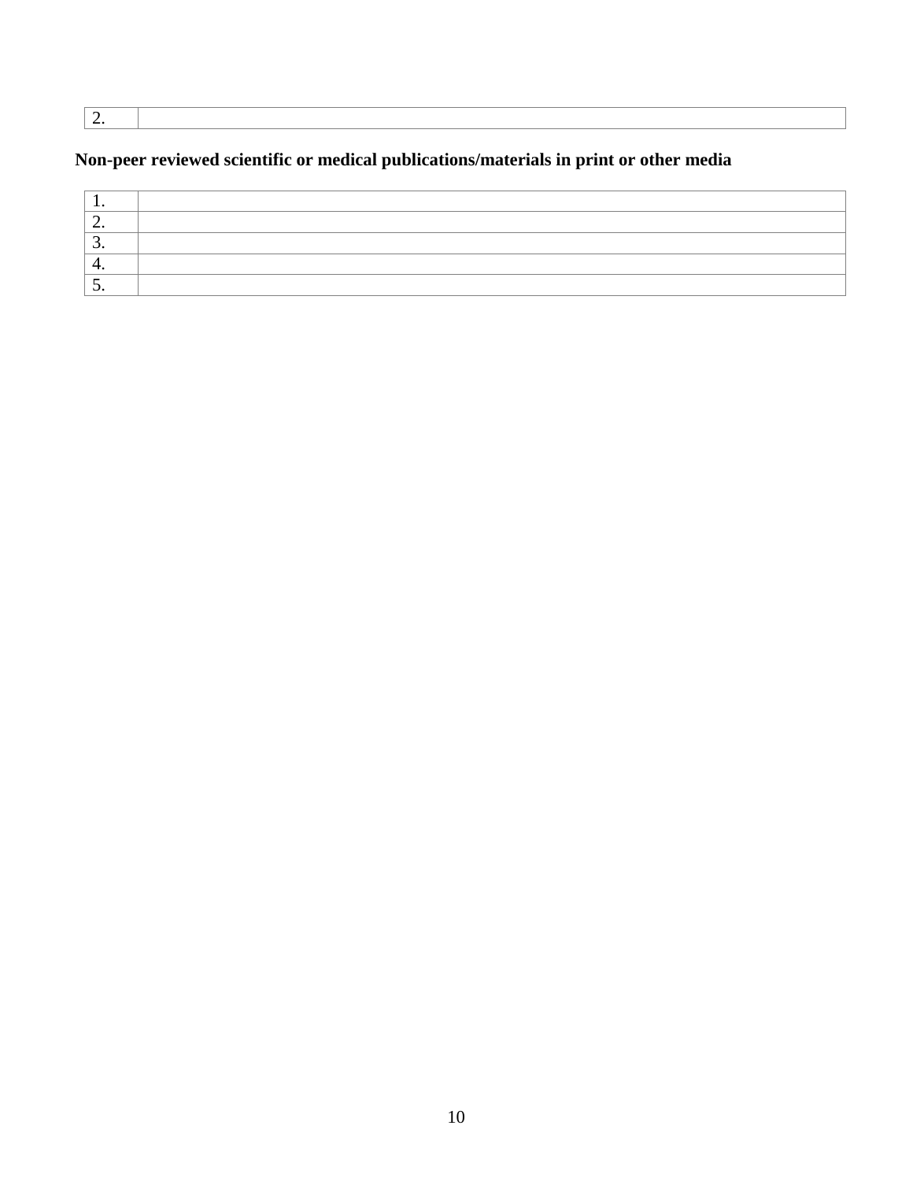| | |
|---|---|
| 2. | |

**Non-peer reviewed scientific or medical publications/materials in print or other media**

| | |
|---|---|
| 1. | |
| 2. | |
| 3. | |
| 4. | |
| 5. | |